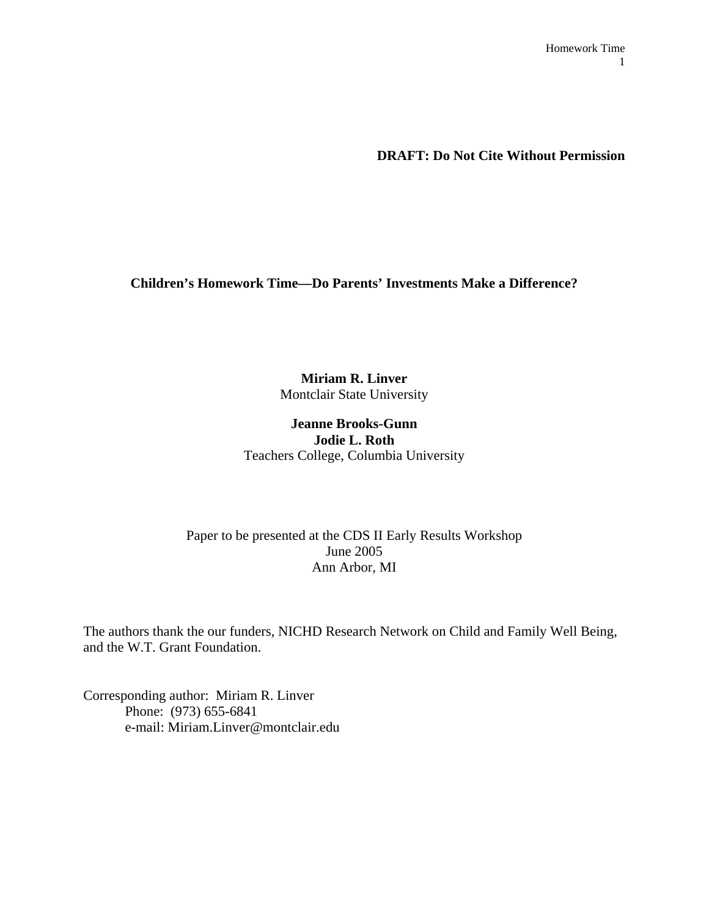**DRAFT: Do Not Cite Without Permission**

# Children's Homework Time—Do Parents' Investments Make a Difference?

**Miriam R. Linver**
Montclair State University

**Jeanne Brooks-Gunn**
**Jodie L. Roth**
Teachers College, Columbia University

Paper to be presented at the CDS II Early Results Workshop
June 2005
Ann Arbor, MI

The authors thank the our funders, NICHD Research Network on Child and Family Well Being, and the W.T. Grant Foundation.

Corresponding author: Miriam R. Linver
Phone: (973) 655-6841
e-mail: Miriam.Linver@montclair.edu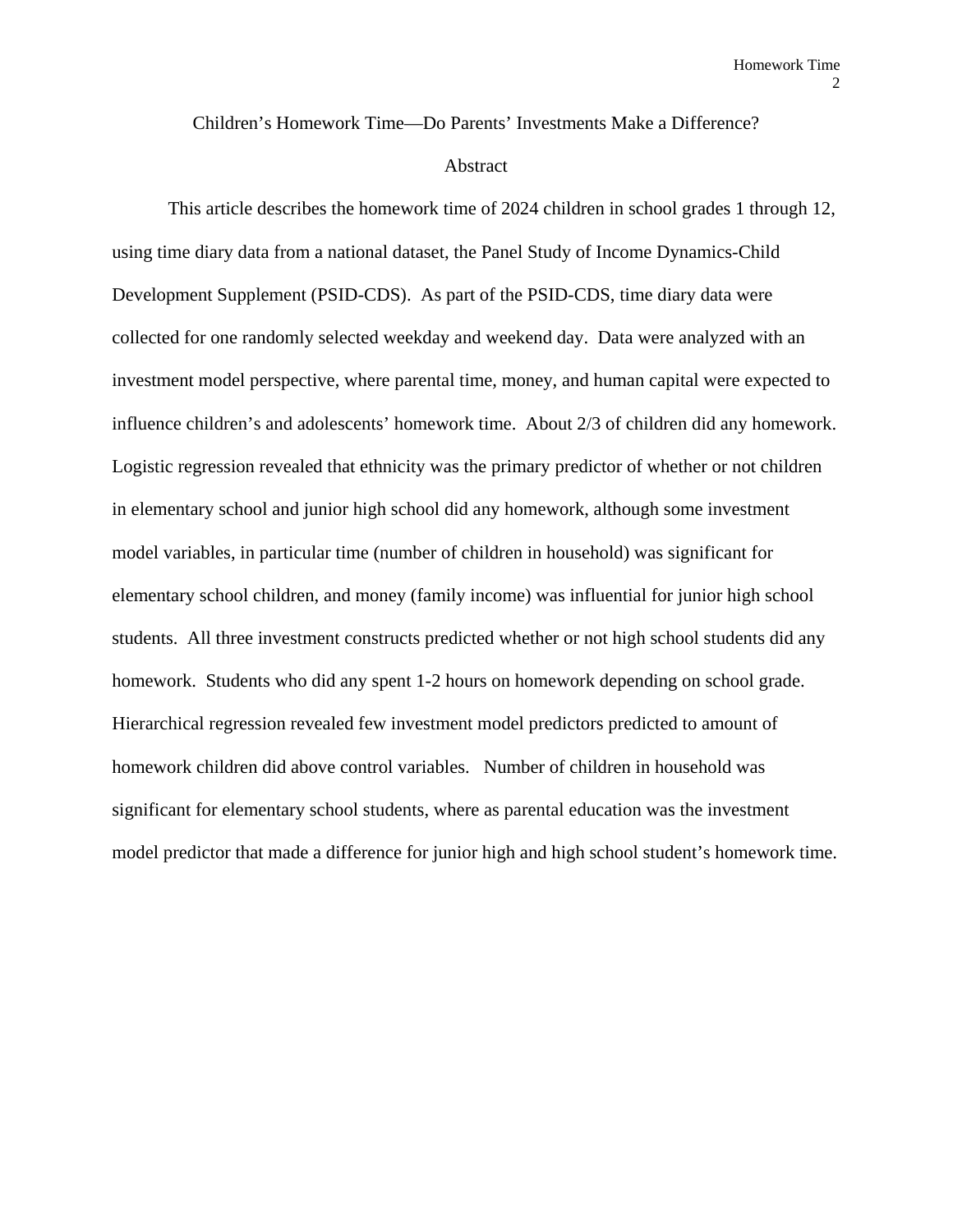Children's Homework Time—Do Parents' Investments Make a Difference?

## Abstract

This article describes the homework time of 2024 children in school grades 1 through 12, using time diary data from a national dataset, the Panel Study of Income Dynamics-Child Development Supplement (PSID-CDS). As part of the PSID-CDS, time diary data were collected for one randomly selected weekday and weekend day. Data were analyzed with an investment model perspective, where parental time, money, and human capital were expected to influence children's and adolescents' homework time. About 2/3 of children did any homework. Logistic regression revealed that ethnicity was the primary predictor of whether or not children in elementary school and junior high school did any homework, although some investment model variables, in particular time (number of children in household) was significant for elementary school children, and money (family income) was influential for junior high school students. All three investment constructs predicted whether or not high school students did any homework. Students who did any spent 1-2 hours on homework depending on school grade. Hierarchical regression revealed few investment model predictors predicted to amount of homework children did above control variables. Number of children in household was significant for elementary school students, where as parental education was the investment model predictor that made a difference for junior high and high school student's homework time.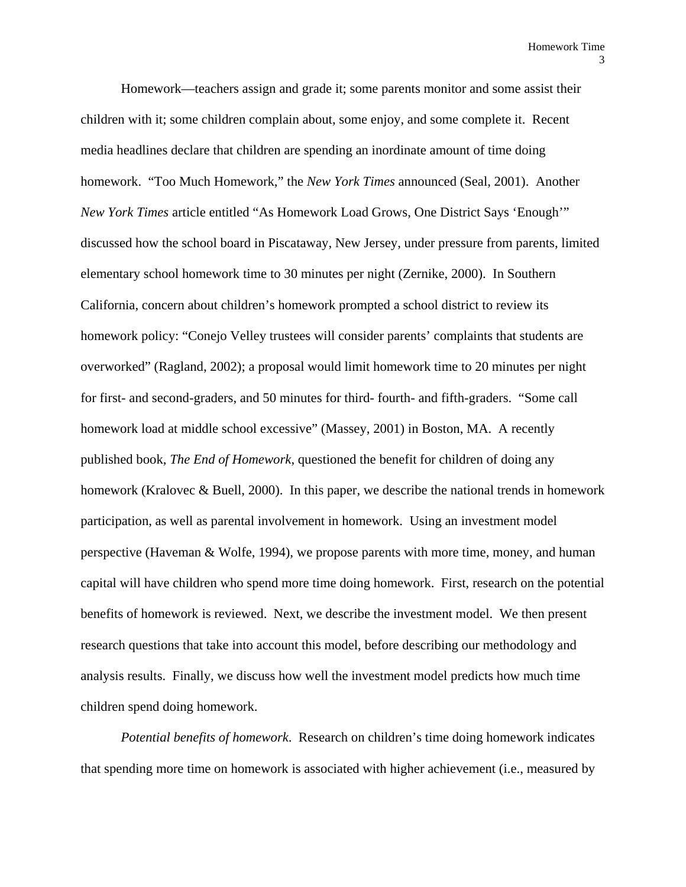Homework—teachers assign and grade it; some parents monitor and some assist their children with it; some children complain about, some enjoy, and some complete it. Recent media headlines declare that children are spending an inordinate amount of time doing homework. "Too Much Homework," the *New York Times* announced (Seal, 2001). Another *New York Times* article entitled "As Homework Load Grows, One District Says 'Enough'" discussed how the school board in Piscataway, New Jersey, under pressure from parents, limited elementary school homework time to 30 minutes per night (Zernike, 2000). In Southern California, concern about children's homework prompted a school district to review its homework policy: "Conejo Velley trustees will consider parents' complaints that students are overworked" (Ragland, 2002); a proposal would limit homework time to 20 minutes per night for first- and second-graders, and 50 minutes for third- fourth- and fifth-graders. "Some call homework load at middle school excessive" (Massey, 2001) in Boston, MA. A recently published book, *The End of Homework*, questioned the benefit for children of doing any homework (Kralovec & Buell, 2000). In this paper, we describe the national trends in homework participation, as well as parental involvement in homework. Using an investment model perspective (Haveman & Wolfe, 1994), we propose parents with more time, money, and human capital will have children who spend more time doing homework. First, research on the potential benefits of homework is reviewed. Next, we describe the investment model. We then present research questions that take into account this model, before describing our methodology and analysis results. Finally, we discuss how well the investment model predicts how much time children spend doing homework.

*Potential benefits of homework*. Research on children's time doing homework indicates that spending more time on homework is associated with higher achievement (i.e., measured by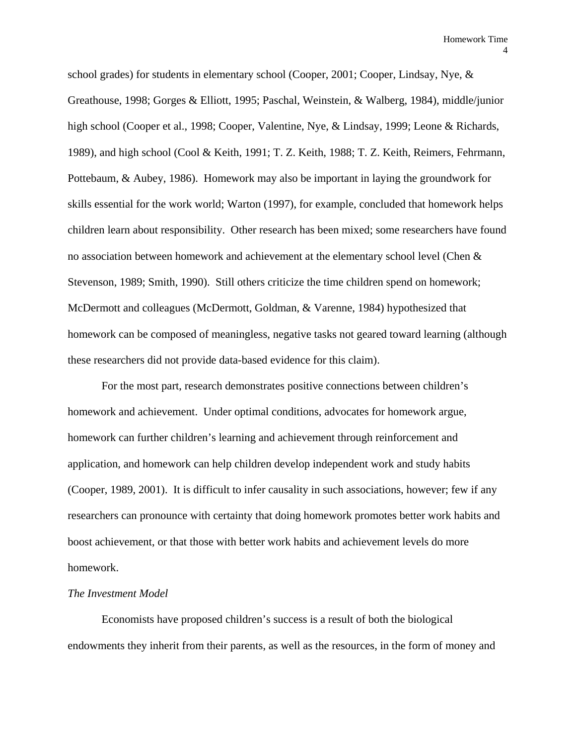school grades) for students in elementary school (Cooper, 2001; Cooper, Lindsay, Nye, & Greathouse, 1998; Gorges & Elliott, 1995; Paschal, Weinstein, & Walberg, 1984), middle/junior high school (Cooper et al., 1998; Cooper, Valentine, Nye, & Lindsay, 1999; Leone & Richards, 1989), and high school (Cool & Keith, 1991; T. Z. Keith, 1988; T. Z. Keith, Reimers, Fehrmann, Pottebaum, & Aubey, 1986). Homework may also be important in laying the groundwork for skills essential for the work world; Warton (1997), for example, concluded that homework helps children learn about responsibility. Other research has been mixed; some researchers have found no association between homework and achievement at the elementary school level (Chen & Stevenson, 1989; Smith, 1990). Still others criticize the time children spend on homework; McDermott and colleagues (McDermott, Goldman, & Varenne, 1984) hypothesized that homework can be composed of meaningless, negative tasks not geared toward learning (although these researchers did not provide data-based evidence for this claim).

For the most part, research demonstrates positive connections between children's homework and achievement. Under optimal conditions, advocates for homework argue, homework can further children's learning and achievement through reinforcement and application, and homework can help children develop independent work and study habits (Cooper, 1989, 2001). It is difficult to infer causality in such associations, however; few if any researchers can pronounce with certainty that doing homework promotes better work habits and boost achievement, or that those with better work habits and achievement levels do more homework.

*The Investment Model*

Economists have proposed children's success is a result of both the biological endowments they inherit from their parents, as well as the resources, in the form of money and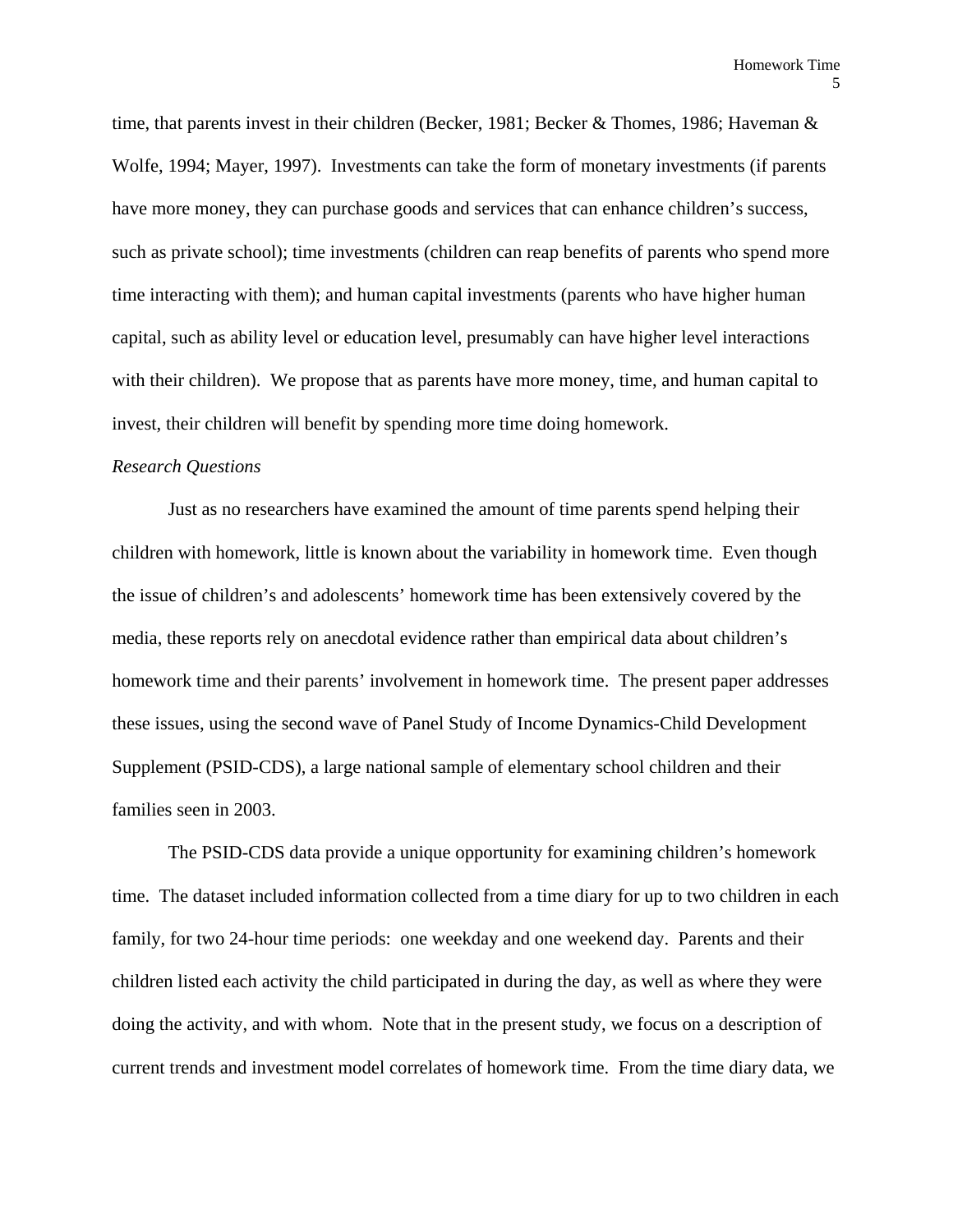time, that parents invest in their children (Becker, 1981; Becker & Thomes, 1986; Haveman & Wolfe, 1994; Mayer, 1997). Investments can take the form of monetary investments (if parents have more money, they can purchase goods and services that can enhance children's success, such as private school); time investments (children can reap benefits of parents who spend more time interacting with them); and human capital investments (parents who have higher human capital, such as ability level or education level, presumably can have higher level interactions with their children). We propose that as parents have more money, time, and human capital to invest, their children will benefit by spending more time doing homework.

*Research Questions*

Just as no researchers have examined the amount of time parents spend helping their children with homework, little is known about the variability in homework time. Even though the issue of children's and adolescents' homework time has been extensively covered by the media, these reports rely on anecdotal evidence rather than empirical data about children's homework time and their parents' involvement in homework time. The present paper addresses these issues, using the second wave of Panel Study of Income Dynamics-Child Development Supplement (PSID-CDS), a large national sample of elementary school children and their families seen in 2003.

The PSID-CDS data provide a unique opportunity for examining children's homework time. The dataset included information collected from a time diary for up to two children in each family, for two 24-hour time periods: one weekday and one weekend day. Parents and their children listed each activity the child participated in during the day, as well as where they were doing the activity, and with whom. Note that in the present study, we focus on a description of current trends and investment model correlates of homework time. From the time diary data, we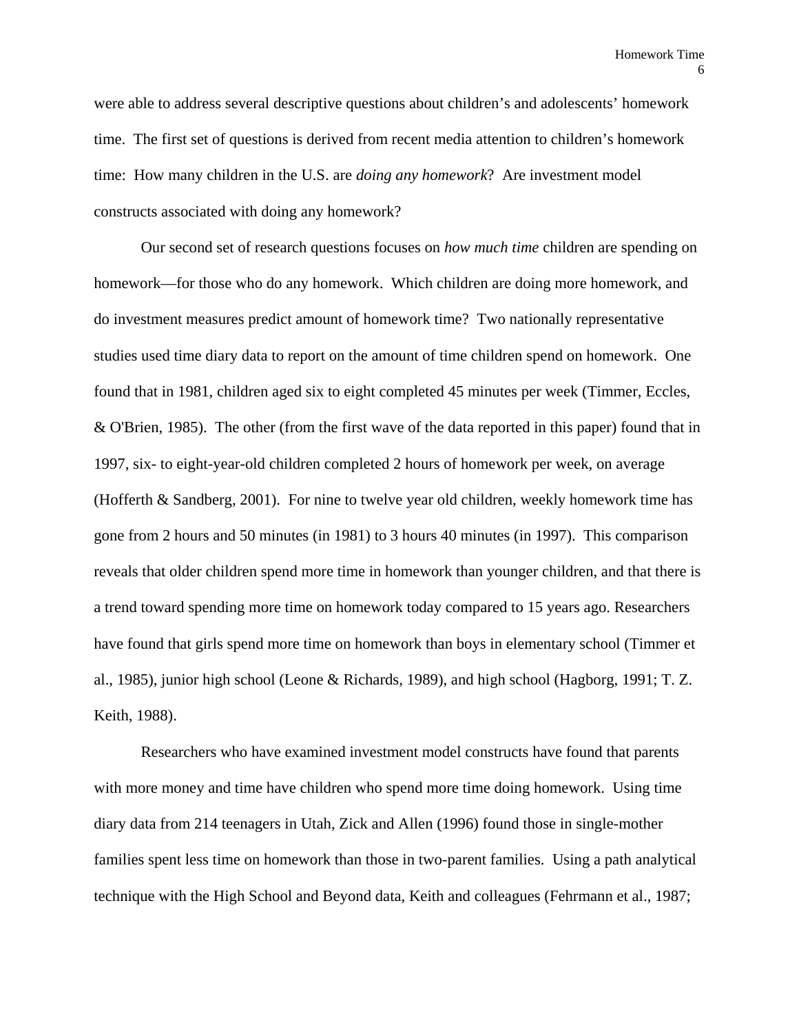were able to address several descriptive questions about children's and adolescents' homework time. The first set of questions is derived from recent media attention to children's homework time: How many children in the U.S. are *doing any homework*? Are investment model constructs associated with doing any homework?

Our second set of research questions focuses on *how much time* children are spending on homework—for those who do any homework. Which children are doing more homework, and do investment measures predict amount of homework time? Two nationally representative studies used time diary data to report on the amount of time children spend on homework. One found that in 1981, children aged six to eight completed 45 minutes per week (Timmer, Eccles, & O'Brien, 1985). The other (from the first wave of the data reported in this paper) found that in 1997, six- to eight-year-old children completed 2 hours of homework per week, on average (Hofferth & Sandberg, 2001). For nine to twelve year old children, weekly homework time has gone from 2 hours and 50 minutes (in 1981) to 3 hours 40 minutes (in 1997). This comparison reveals that older children spend more time in homework than younger children, and that there is a trend toward spending more time on homework today compared to 15 years ago. Researchers have found that girls spend more time on homework than boys in elementary school (Timmer et al., 1985), junior high school (Leone & Richards, 1989), and high school (Hagborg, 1991; T. Z. Keith, 1988).

Researchers who have examined investment model constructs have found that parents with more money and time have children who spend more time doing homework. Using time diary data from 214 teenagers in Utah, Zick and Allen (1996) found those in single-mother families spent less time on homework than those in two-parent families. Using a path analytical technique with the High School and Beyond data, Keith and colleagues (Fehrmann et al., 1987;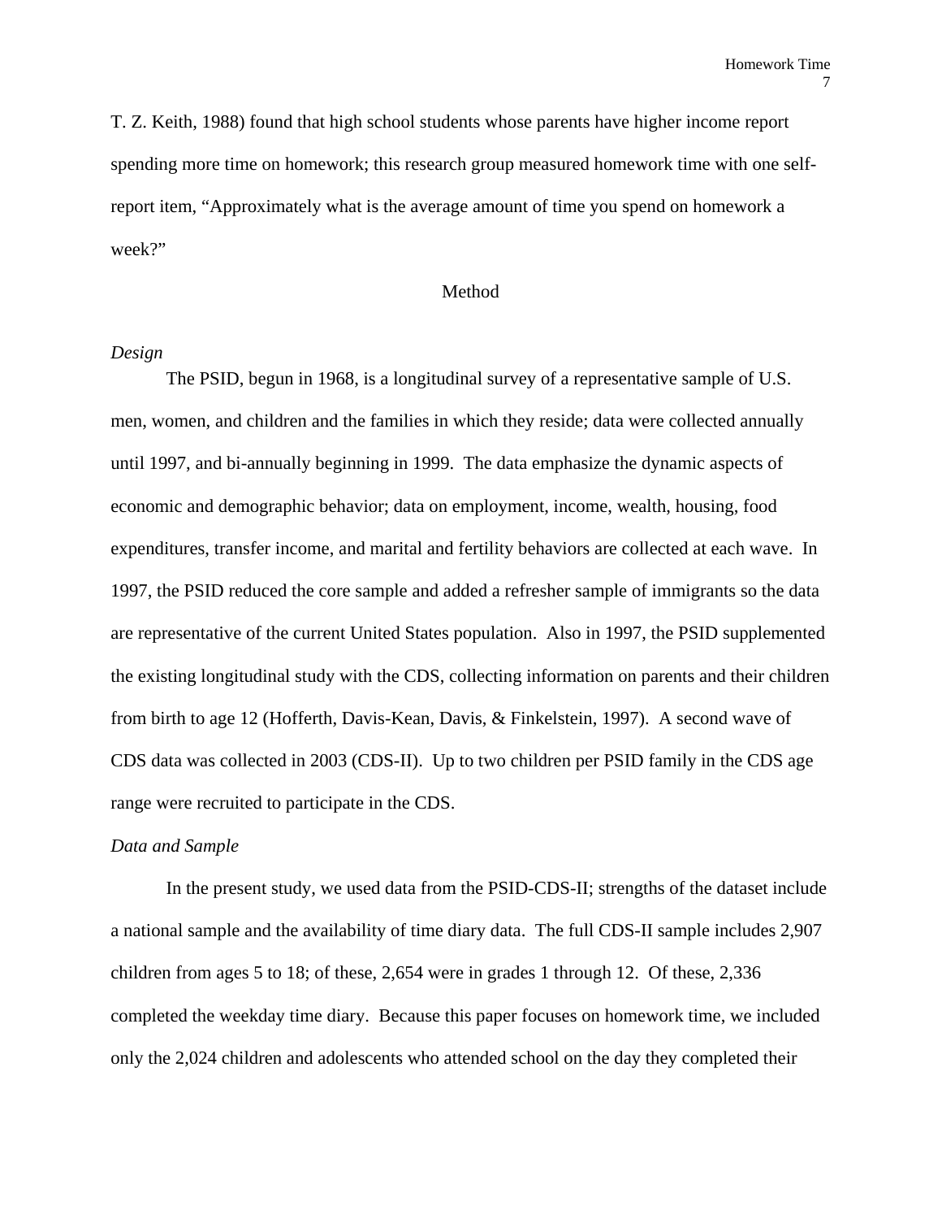T. Z. Keith, 1988) found that high school students whose parents have higher income report spending more time on homework; this research group measured homework time with one self-report item, "Approximately what is the average amount of time you spend on homework a week?"

## Method

### *Design*

The PSID, begun in 1968, is a longitudinal survey of a representative sample of U.S. men, women, and children and the families in which they reside; data were collected annually until 1997, and bi-annually beginning in 1999. The data emphasize the dynamic aspects of economic and demographic behavior; data on employment, income, wealth, housing, food expenditures, transfer income, and marital and fertility behaviors are collected at each wave. In 1997, the PSID reduced the core sample and added a refresher sample of immigrants so the data are representative of the current United States population. Also in 1997, the PSID supplemented the existing longitudinal study with the CDS, collecting information on parents and their children from birth to age 12 (Hofferth, Davis-Kean, Davis, & Finkelstein, 1997). A second wave of CDS data was collected in 2003 (CDS-II). Up to two children per PSID family in the CDS age range were recruited to participate in the CDS.

### *Data and Sample*

In the present study, we used data from the PSID-CDS-II; strengths of the dataset include a national sample and the availability of time diary data. The full CDS-II sample includes 2,907 children from ages 5 to 18; of these, 2,654 were in grades 1 through 12. Of these, 2,336 completed the weekday time diary. Because this paper focuses on homework time, we included only the 2,024 children and adolescents who attended school on the day they completed their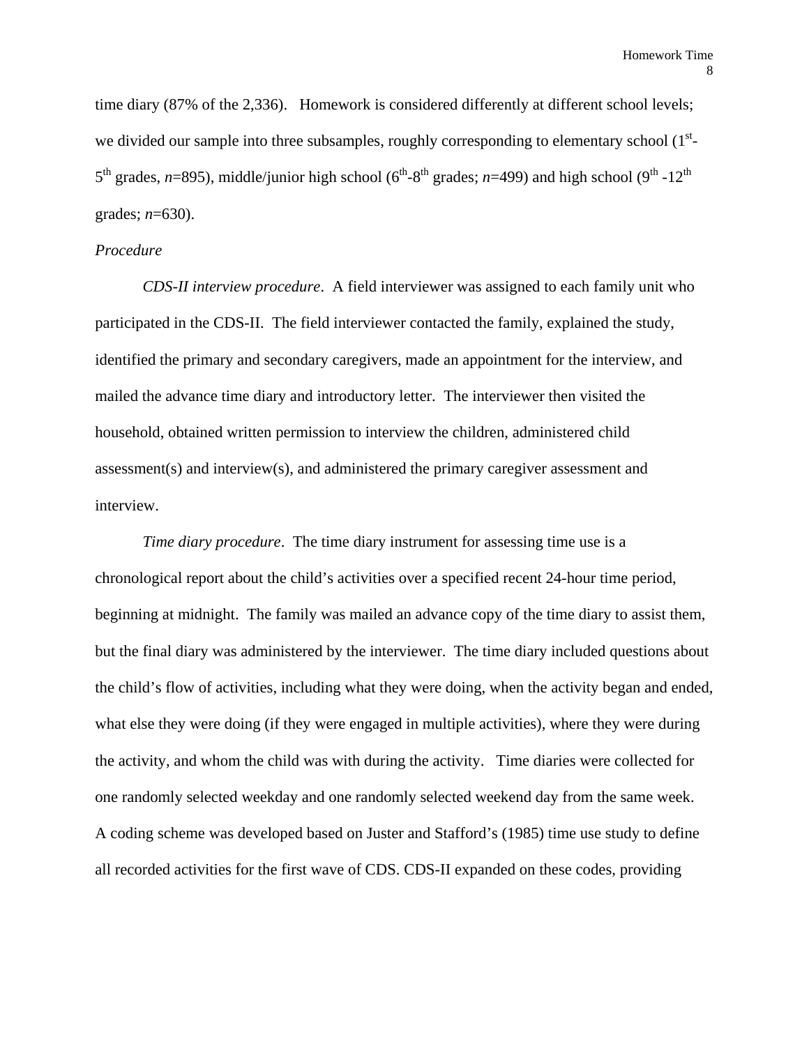time diary (87% of the 2,336). Homework is considered differently at different school levels; we divided our sample into three subsamples, roughly corresponding to elementary school ($1^{st}$-$5^{th}$ grades, *n*=895), middle/junior high school ($6^{th}$-$8^{th}$ grades; *n*=499) and high school ($9^{th}$ -$12^{th}$ grades; *n*=630).

*Procedure*

*CDS-II interview procedure*. A field interviewer was assigned to each family unit who participated in the CDS-II. The field interviewer contacted the family, explained the study, identified the primary and secondary caregivers, made an appointment for the interview, and mailed the advance time diary and introductory letter. The interviewer then visited the household, obtained written permission to interview the children, administered child assessment(s) and interview(s), and administered the primary caregiver assessment and interview.

*Time diary procedure*. The time diary instrument for assessing time use is a chronological report about the child's activities over a specified recent 24-hour time period, beginning at midnight. The family was mailed an advance copy of the time diary to assist them, but the final diary was administered by the interviewer. The time diary included questions about the child's flow of activities, including what they were doing, when the activity began and ended, what else they were doing (if they were engaged in multiple activities), where they were during the activity, and whom the child was with during the activity. Time diaries were collected for one randomly selected weekday and one randomly selected weekend day from the same week. A coding scheme was developed based on Juster and Stafford's (1985) time use study to define all recorded activities for the first wave of CDS. CDS-II expanded on these codes, providing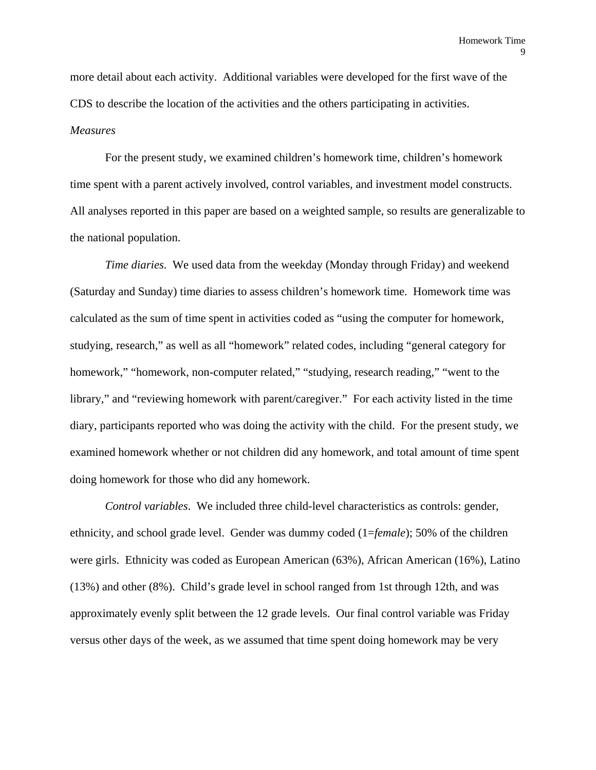more detail about each activity. Additional variables were developed for the first wave of the CDS to describe the location of the activities and the others participating in activities.

*Measures*

For the present study, we examined children's homework time, children's homework time spent with a parent actively involved, control variables, and investment model constructs. All analyses reported in this paper are based on a weighted sample, so results are generalizable to the national population.

*Time diaries*. We used data from the weekday (Monday through Friday) and weekend (Saturday and Sunday) time diaries to assess children's homework time. Homework time was calculated as the sum of time spent in activities coded as "using the computer for homework, studying, research," as well as all "homework" related codes, including "general category for homework," "homework, non-computer related," "studying, research reading," "went to the library," and "reviewing homework with parent/caregiver." For each activity listed in the time diary, participants reported who was doing the activity with the child. For the present study, we examined homework whether or not children did any homework, and total amount of time spent doing homework for those who did any homework.

*Control variables*. We included three child-level characteristics as controls: gender, ethnicity, and school grade level. Gender was dummy coded (1=*female*); 50% of the children were girls. Ethnicity was coded as European American (63%), African American (16%), Latino (13%) and other (8%). Child's grade level in school ranged from 1st through 12th, and was approximately evenly split between the 12 grade levels. Our final control variable was Friday versus other days of the week, as we assumed that time spent doing homework may be very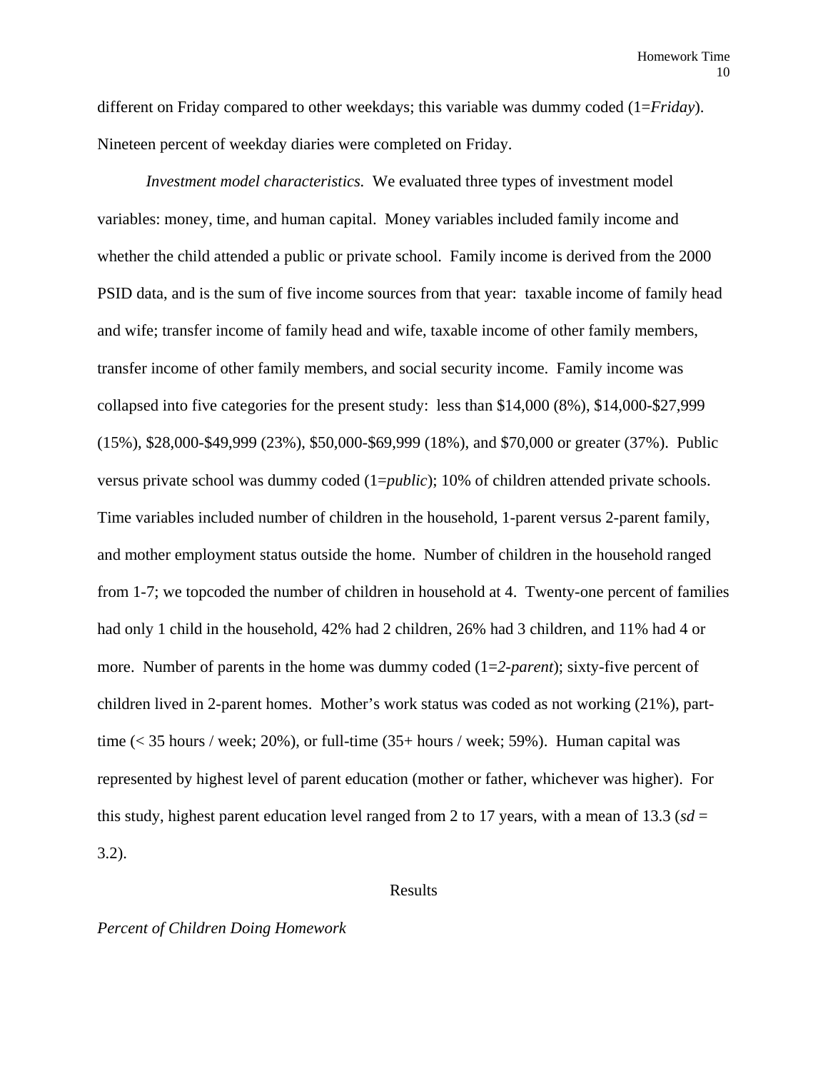different on Friday compared to other weekdays; this variable was dummy coded (1=*Friday*). Nineteen percent of weekday diaries were completed on Friday.

*Investment model characteristics.* We evaluated three types of investment model variables: money, time, and human capital. Money variables included family income and whether the child attended a public or private school. Family income is derived from the 2000 PSID data, and is the sum of five income sources from that year: taxable income of family head and wife; transfer income of family head and wife, taxable income of other family members, transfer income of other family members, and social security income. Family income was collapsed into five categories for the present study: less than $14,000 (8%), $14,000-$27,999 (15%), $28,000-$49,999 (23%), $50,000-$69,999 (18%), and $70,000 or greater (37%). Public versus private school was dummy coded (1=*public*); 10% of children attended private schools. Time variables included number of children in the household, 1-parent versus 2-parent family, and mother employment status outside the home. Number of children in the household ranged from 1-7; we topcoded the number of children in household at 4. Twenty-one percent of families had only 1 child in the household, 42% had 2 children, 26% had 3 children, and 11% had 4 or more. Number of parents in the home was dummy coded (1=*2-parent*); sixty-five percent of children lived in 2-parent homes. Mother's work status was coded as not working (21%), part-time (< 35 hours / week; 20%), or full-time (35+ hours / week; 59%). Human capital was represented by highest level of parent education (mother or father, whichever was higher). For this study, highest parent education level ranged from 2 to 17 years, with a mean of 13.3 (*sd* = 3.2).

## Results

### *Percent of Children Doing Homework*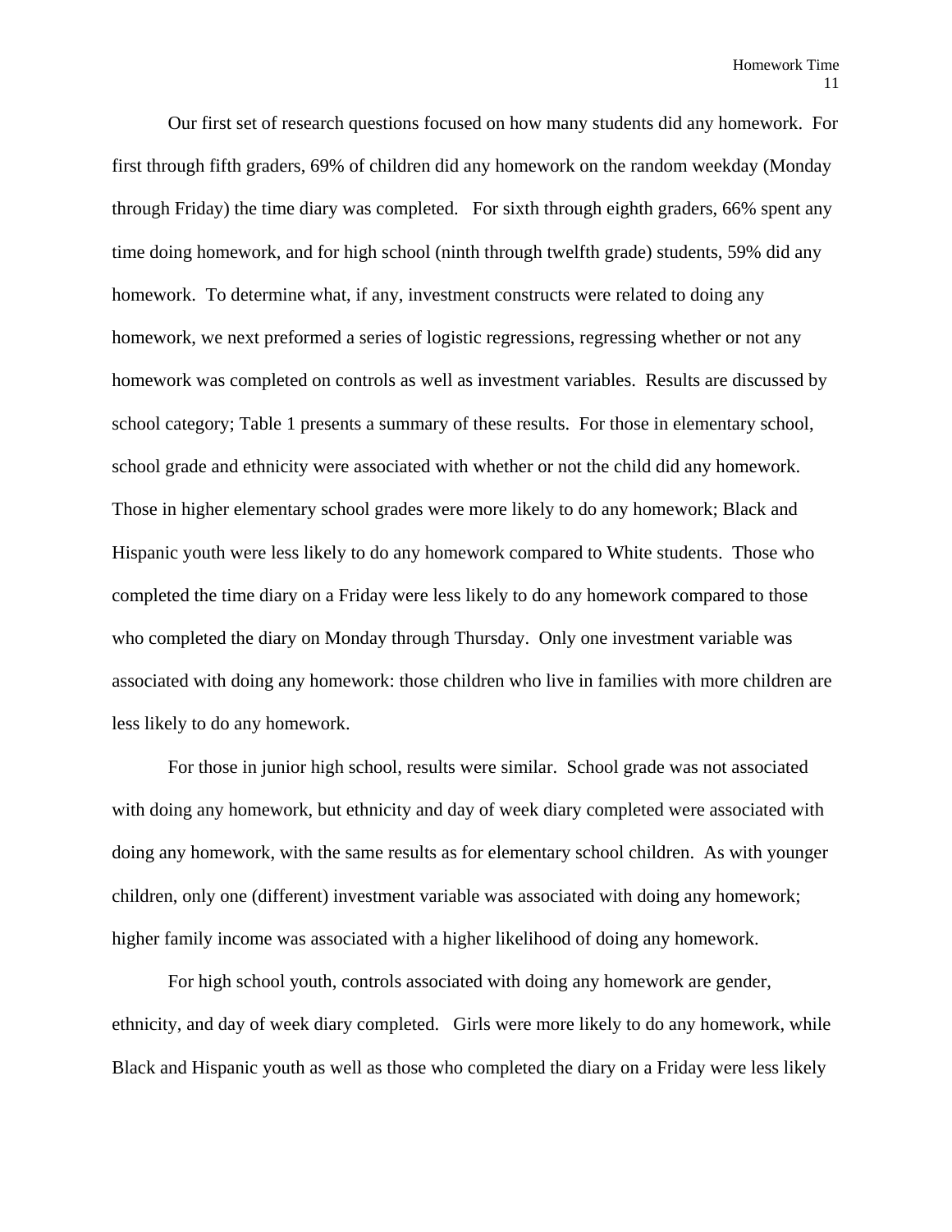Our first set of research questions focused on how many students did any homework. For first through fifth graders, 69% of children did any homework on the random weekday (Monday through Friday) the time diary was completed. For sixth through eighth graders, 66% spent any time doing homework, and for high school (ninth through twelfth grade) students, 59% did any homework. To determine what, if any, investment constructs were related to doing any homework, we next preformed a series of logistic regressions, regressing whether or not any homework was completed on controls as well as investment variables. Results are discussed by school category; Table 1 presents a summary of these results. For those in elementary school, school grade and ethnicity were associated with whether or not the child did any homework. Those in higher elementary school grades were more likely to do any homework; Black and Hispanic youth were less likely to do any homework compared to White students. Those who completed the time diary on a Friday were less likely to do any homework compared to those who completed the diary on Monday through Thursday. Only one investment variable was associated with doing any homework: those children who live in families with more children are less likely to do any homework.

For those in junior high school, results were similar. School grade was not associated with doing any homework, but ethnicity and day of week diary completed were associated with doing any homework, with the same results as for elementary school children. As with younger children, only one (different) investment variable was associated with doing any homework; higher family income was associated with a higher likelihood of doing any homework.

For high school youth, controls associated with doing any homework are gender, ethnicity, and day of week diary completed. Girls were more likely to do any homework, while Black and Hispanic youth as well as those who completed the diary on a Friday were less likely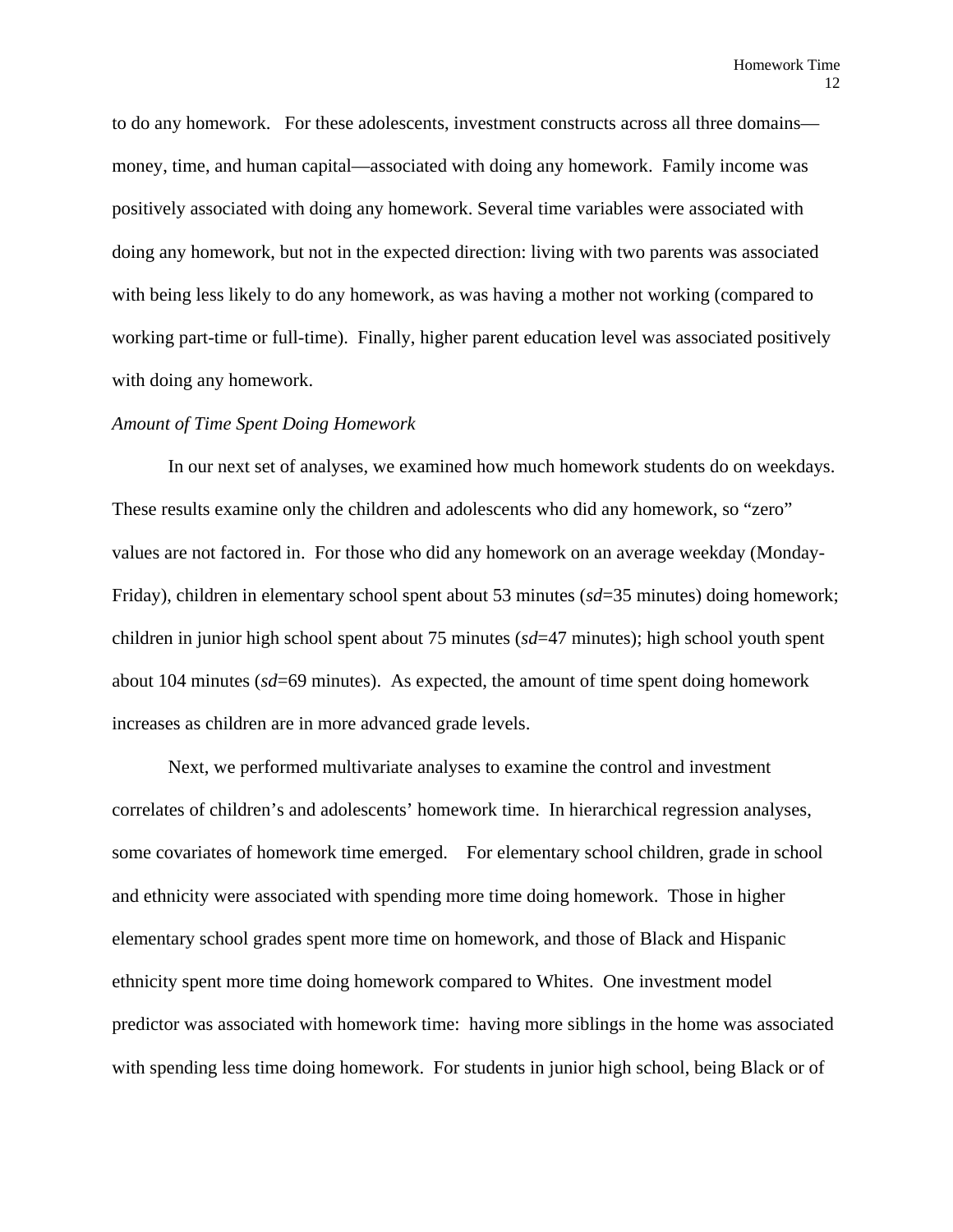to do any homework. For these adolescents, investment constructs across all three domains—money, time, and human capital—associated with doing any homework. Family income was positively associated with doing any homework. Several time variables were associated with doing any homework, but not in the expected direction: living with two parents was associated with being less likely to do any homework, as was having a mother not working (compared to working part-time or full-time). Finally, higher parent education level was associated positively with doing any homework.

*Amount of Time Spent Doing Homework*

In our next set of analyses, we examined how much homework students do on weekdays. These results examine only the children and adolescents who did any homework, so "zero" values are not factored in. For those who did any homework on an average weekday (Monday-Friday), children in elementary school spent about 53 minutes (*sd*=35 minutes) doing homework; children in junior high school spent about 75 minutes (*sd*=47 minutes); high school youth spent about 104 minutes (*sd*=69 minutes). As expected, the amount of time spent doing homework increases as children are in more advanced grade levels.

Next, we performed multivariate analyses to examine the control and investment correlates of children's and adolescents' homework time. In hierarchical regression analyses, some covariates of homework time emerged. For elementary school children, grade in school and ethnicity were associated with spending more time doing homework. Those in higher elementary school grades spent more time on homework, and those of Black and Hispanic ethnicity spent more time doing homework compared to Whites. One investment model predictor was associated with homework time: having more siblings in the home was associated with spending less time doing homework. For students in junior high school, being Black or of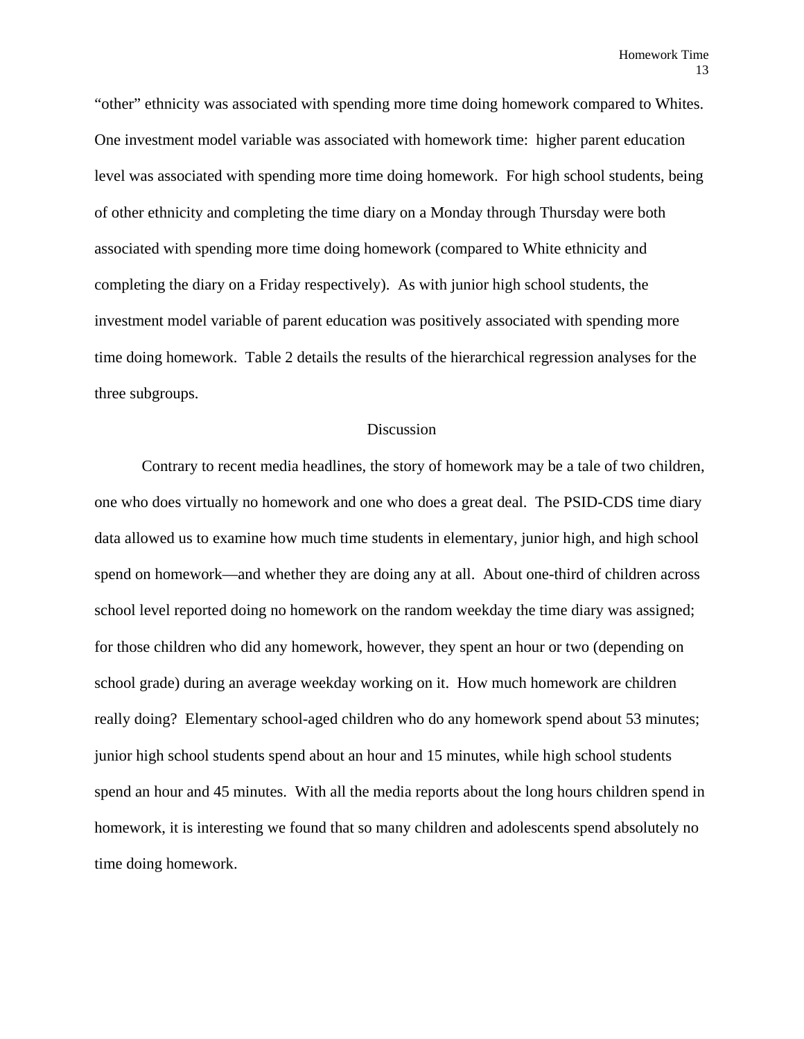"other" ethnicity was associated with spending more time doing homework compared to Whites. One investment model variable was associated with homework time: higher parent education level was associated with spending more time doing homework. For high school students, being of other ethnicity and completing the time diary on a Monday through Thursday were both associated with spending more time doing homework (compared to White ethnicity and completing the diary on a Friday respectively). As with junior high school students, the investment model variable of parent education was positively associated with spending more time doing homework. Table 2 details the results of the hierarchical regression analyses for the three subgroups.

## Discussion

Contrary to recent media headlines, the story of homework may be a tale of two children, one who does virtually no homework and one who does a great deal. The PSID-CDS time diary data allowed us to examine how much time students in elementary, junior high, and high school spend on homework—and whether they are doing any at all. About one-third of children across school level reported doing no homework on the random weekday the time diary was assigned; for those children who did any homework, however, they spent an hour or two (depending on school grade) during an average weekday working on it. How much homework are children really doing? Elementary school-aged children who do any homework spend about 53 minutes; junior high school students spend about an hour and 15 minutes, while high school students spend an hour and 45 minutes. With all the media reports about the long hours children spend in homework, it is interesting we found that so many children and adolescents spend absolutely no time doing homework.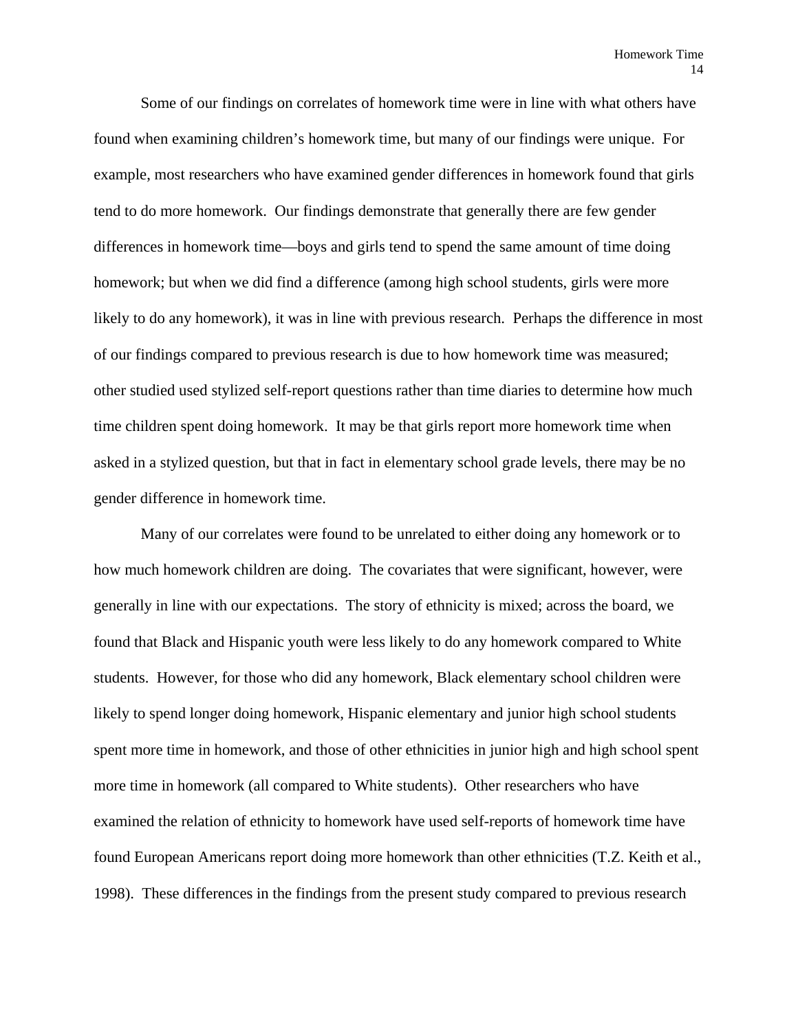Some of our findings on correlates of homework time were in line with what others have found when examining children's homework time, but many of our findings were unique. For example, most researchers who have examined gender differences in homework found that girls tend to do more homework. Our findings demonstrate that generally there are few gender differences in homework time—boys and girls tend to spend the same amount of time doing homework; but when we did find a difference (among high school students, girls were more likely to do any homework), it was in line with previous research. Perhaps the difference in most of our findings compared to previous research is due to how homework time was measured; other studied used stylized self-report questions rather than time diaries to determine how much time children spent doing homework. It may be that girls report more homework time when asked in a stylized question, but that in fact in elementary school grade levels, there may be no gender difference in homework time.

Many of our correlates were found to be unrelated to either doing any homework or to how much homework children are doing. The covariates that were significant, however, were generally in line with our expectations. The story of ethnicity is mixed; across the board, we found that Black and Hispanic youth were less likely to do any homework compared to White students. However, for those who did any homework, Black elementary school children were likely to spend longer doing homework, Hispanic elementary and junior high school students spent more time in homework, and those of other ethnicities in junior high and high school spent more time in homework (all compared to White students). Other researchers who have examined the relation of ethnicity to homework have used self-reports of homework time have found European Americans report doing more homework than other ethnicities (T.Z. Keith et al., 1998). These differences in the findings from the present study compared to previous research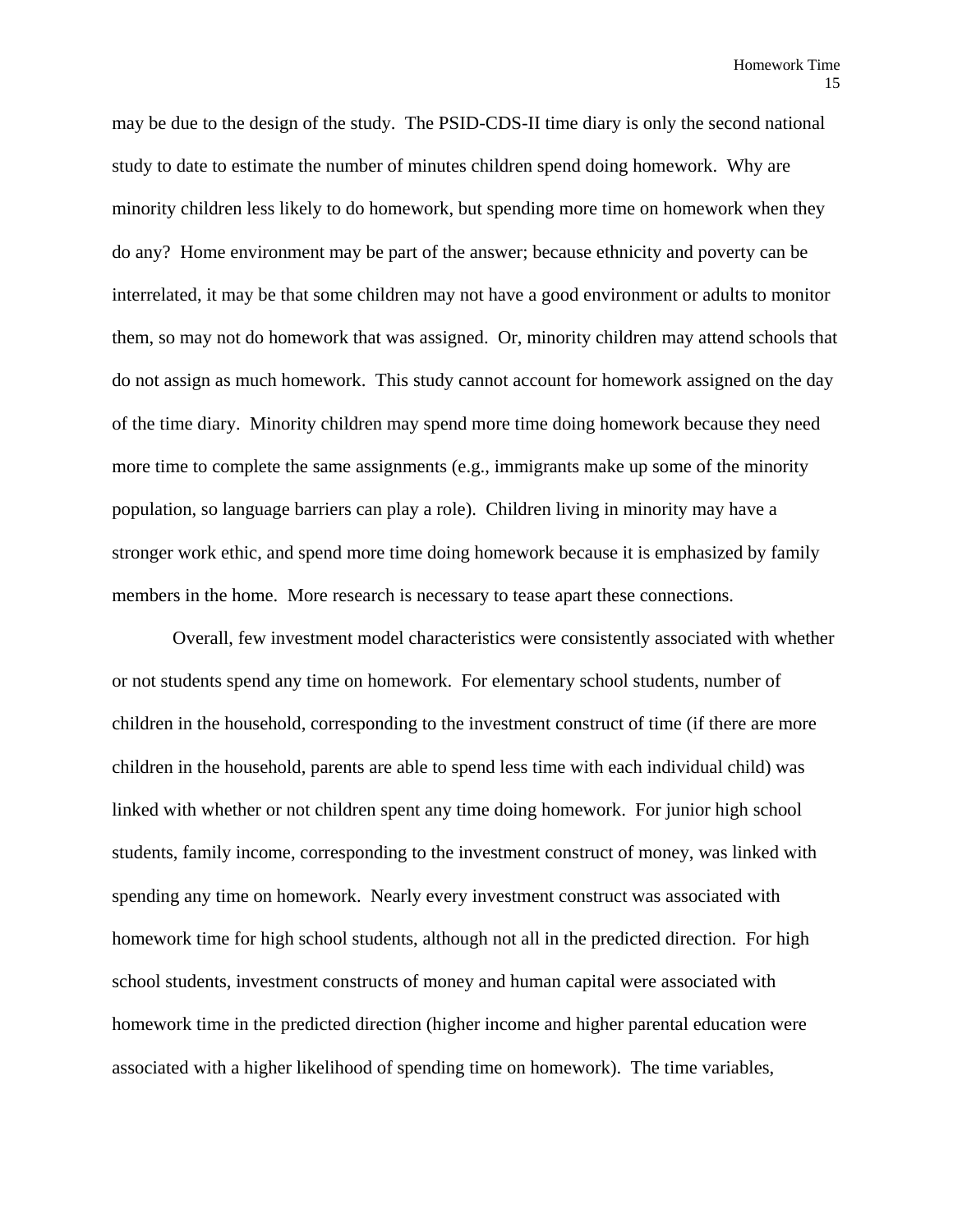may be due to the design of the study. The PSID-CDS-II time diary is only the second national study to date to estimate the number of minutes children spend doing homework. Why are minority children less likely to do homework, but spending more time on homework when they do any? Home environment may be part of the answer; because ethnicity and poverty can be interrelated, it may be that some children may not have a good environment or adults to monitor them, so may not do homework that was assigned. Or, minority children may attend schools that do not assign as much homework. This study cannot account for homework assigned on the day of the time diary. Minority children may spend more time doing homework because they need more time to complete the same assignments (e.g., immigrants make up some of the minority population, so language barriers can play a role). Children living in minority may have a stronger work ethic, and spend more time doing homework because it is emphasized by family members in the home. More research is necessary to tease apart these connections.

Overall, few investment model characteristics were consistently associated with whether or not students spend any time on homework. For elementary school students, number of children in the household, corresponding to the investment construct of time (if there are more children in the household, parents are able to spend less time with each individual child) was linked with whether or not children spent any time doing homework. For junior high school students, family income, corresponding to the investment construct of money, was linked with spending any time on homework. Nearly every investment construct was associated with homework time for high school students, although not all in the predicted direction. For high school students, investment constructs of money and human capital were associated with homework time in the predicted direction (higher income and higher parental education were associated with a higher likelihood of spending time on homework). The time variables,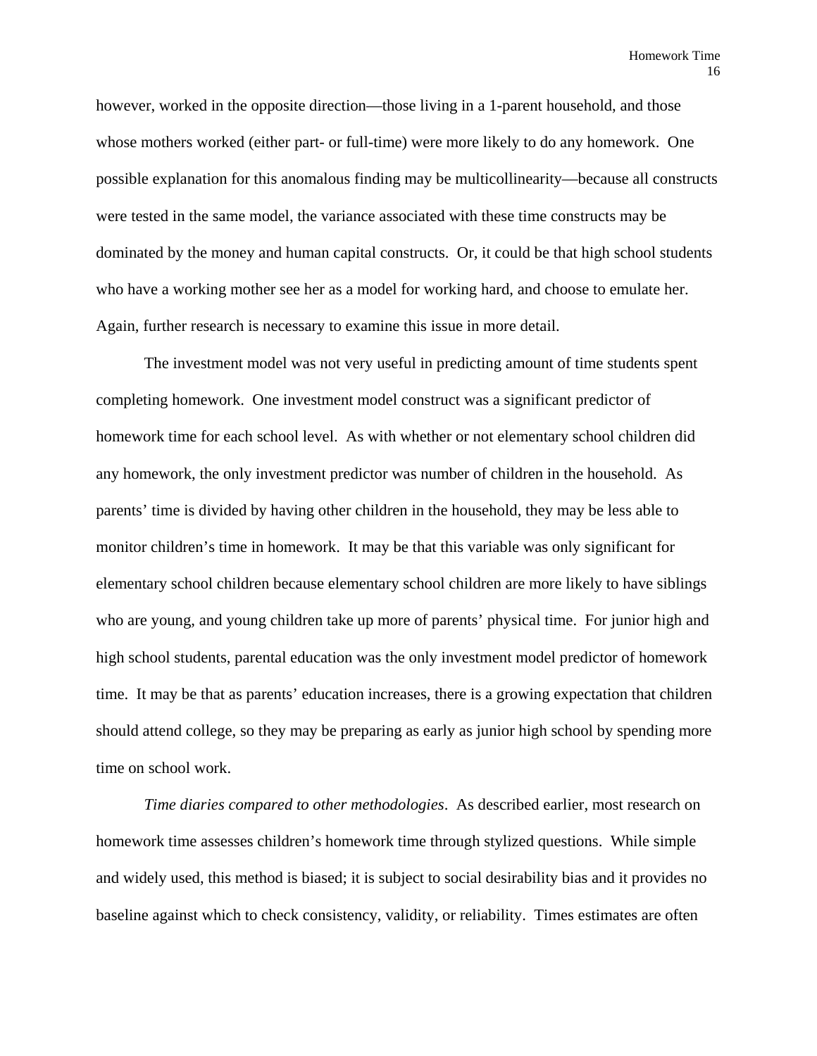however, worked in the opposite direction—those living in a 1-parent household, and those whose mothers worked (either part- or full-time) were more likely to do any homework. One possible explanation for this anomalous finding may be multicollinearity—because all constructs were tested in the same model, the variance associated with these time constructs may be dominated by the money and human capital constructs. Or, it could be that high school students who have a working mother see her as a model for working hard, and choose to emulate her. Again, further research is necessary to examine this issue in more detail.

The investment model was not very useful in predicting amount of time students spent completing homework. One investment model construct was a significant predictor of homework time for each school level. As with whether or not elementary school children did any homework, the only investment predictor was number of children in the household. As parents' time is divided by having other children in the household, they may be less able to monitor children's time in homework. It may be that this variable was only significant for elementary school children because elementary school children are more likely to have siblings who are young, and young children take up more of parents' physical time. For junior high and high school students, parental education was the only investment model predictor of homework time. It may be that as parents' education increases, there is a growing expectation that children should attend college, so they may be preparing as early as junior high school by spending more time on school work.

*Time diaries compared to other methodologies*. As described earlier, most research on homework time assesses children's homework time through stylized questions. While simple and widely used, this method is biased; it is subject to social desirability bias and it provides no baseline against which to check consistency, validity, or reliability. Times estimates are often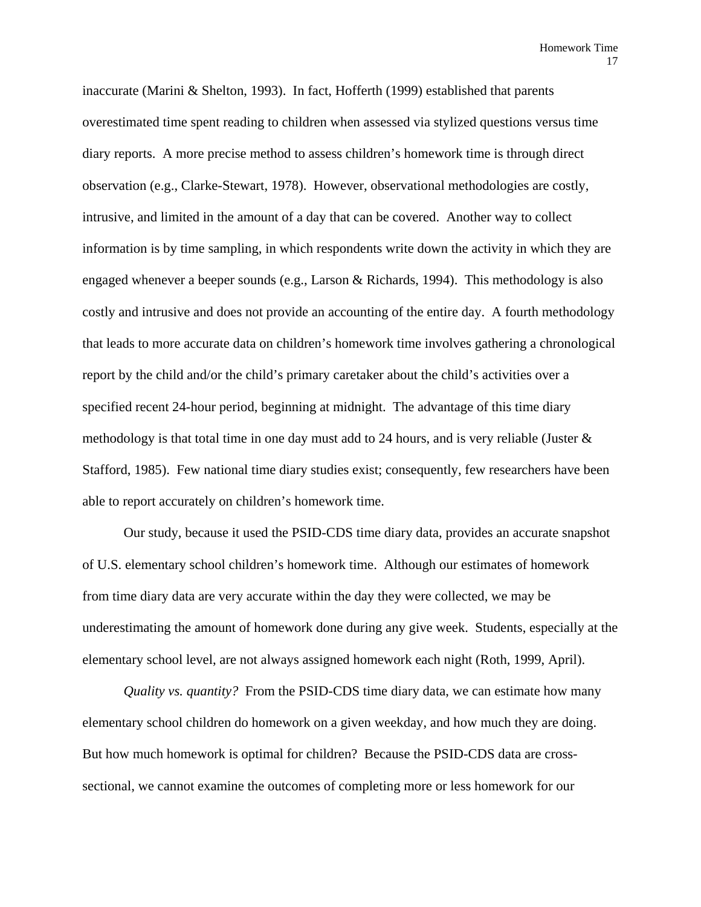inaccurate (Marini & Shelton, 1993). In fact, Hofferth (1999) established that parents overestimated time spent reading to children when assessed via stylized questions versus time diary reports. A more precise method to assess children's homework time is through direct observation (e.g., Clarke-Stewart, 1978). However, observational methodologies are costly, intrusive, and limited in the amount of a day that can be covered. Another way to collect information is by time sampling, in which respondents write down the activity in which they are engaged whenever a beeper sounds (e.g., Larson & Richards, 1994). This methodology is also costly and intrusive and does not provide an accounting of the entire day. A fourth methodology that leads to more accurate data on children's homework time involves gathering a chronological report by the child and/or the child's primary caretaker about the child's activities over a specified recent 24-hour period, beginning at midnight. The advantage of this time diary methodology is that total time in one day must add to 24 hours, and is very reliable (Juster & Stafford, 1985). Few national time diary studies exist; consequently, few researchers have been able to report accurately on children's homework time.

Our study, because it used the PSID-CDS time diary data, provides an accurate snapshot of U.S. elementary school children's homework time. Although our estimates of homework from time diary data are very accurate within the day they were collected, we may be underestimating the amount of homework done during any give week. Students, especially at the elementary school level, are not always assigned homework each night (Roth, 1999, April).

*Quality vs. quantity?* From the PSID-CDS time diary data, we can estimate how many elementary school children do homework on a given weekday, and how much they are doing. But how much homework is optimal for children? Because the PSID-CDS data are cross-sectional, we cannot examine the outcomes of completing more or less homework for our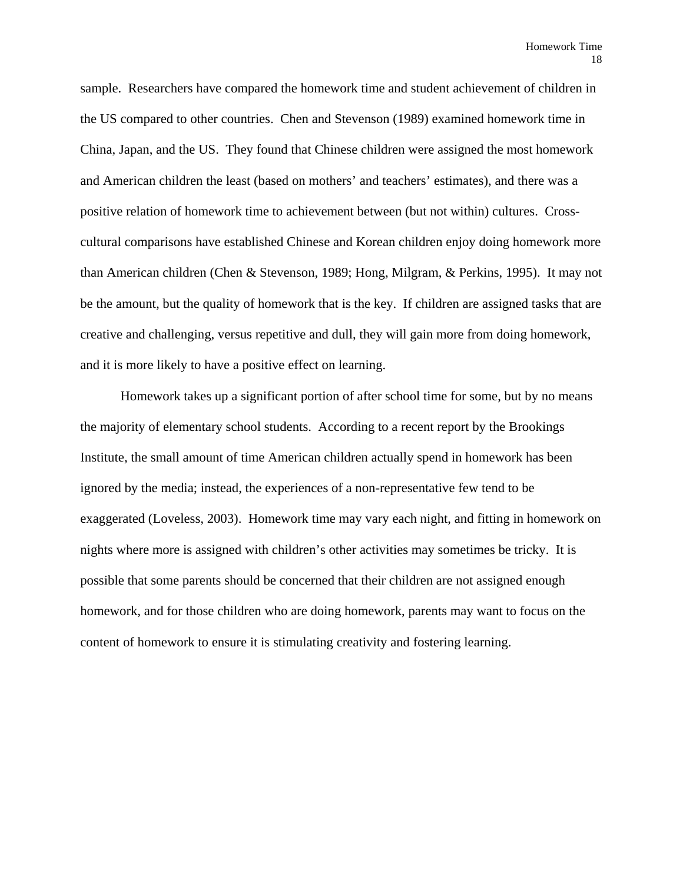sample. Researchers have compared the homework time and student achievement of children in the US compared to other countries. Chen and Stevenson (1989) examined homework time in China, Japan, and the US. They found that Chinese children were assigned the most homework and American children the least (based on mothers' and teachers' estimates), and there was a positive relation of homework time to achievement between (but not within) cultures. Cross-cultural comparisons have established Chinese and Korean children enjoy doing homework more than American children (Chen & Stevenson, 1989; Hong, Milgram, & Perkins, 1995). It may not be the amount, but the quality of homework that is the key. If children are assigned tasks that are creative and challenging, versus repetitive and dull, they will gain more from doing homework, and it is more likely to have a positive effect on learning.

Homework takes up a significant portion of after school time for some, but by no means the majority of elementary school students. According to a recent report by the Brookings Institute, the small amount of time American children actually spend in homework has been ignored by the media; instead, the experiences of a non-representative few tend to be exaggerated (Loveless, 2003). Homework time may vary each night, and fitting in homework on nights where more is assigned with children's other activities may sometimes be tricky. It is possible that some parents should be concerned that their children are not assigned enough homework, and for those children who are doing homework, parents may want to focus on the content of homework to ensure it is stimulating creativity and fostering learning.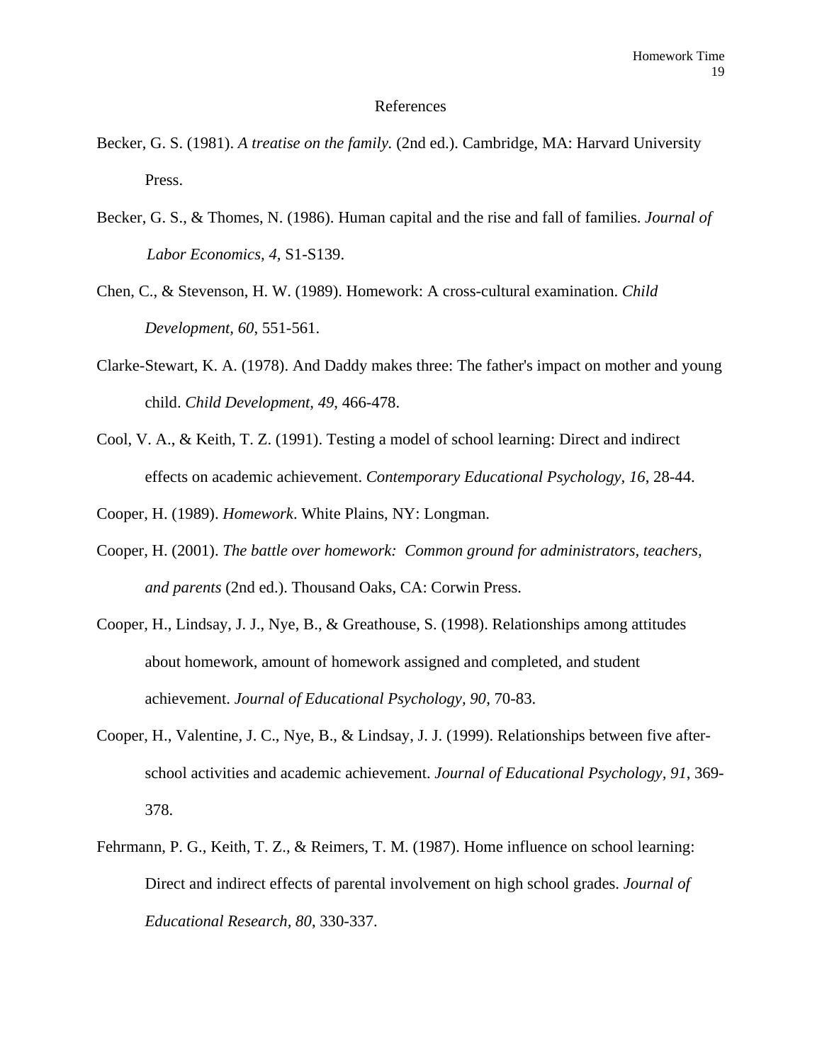# References

Becker, G. S. (1981). *A treatise on the family.* (2nd ed.). Cambridge, MA: Harvard University Press.

Becker, G. S., & Thomes, N. (1986). Human capital and the rise and fall of families. *Journal of Labor Economics, 4,* S1-S139.

Chen, C., & Stevenson, H. W. (1989). Homework: A cross-cultural examination. *Child Development, 60*, 551-561.

Clarke-Stewart, K. A. (1978). And Daddy makes three: The father's impact on mother and young child. *Child Development, 49*, 466-478.

Cool, V. A., & Keith, T. Z. (1991). Testing a model of school learning: Direct and indirect effects on academic achievement. *Contemporary Educational Psychology, 16*, 28-44.

Cooper, H. (1989). *Homework*. White Plains, NY: Longman.

Cooper, H. (2001). *The battle over homework: Common ground for administrators, teachers, and parents* (2nd ed.). Thousand Oaks, CA: Corwin Press.

Cooper, H., Lindsay, J. J., Nye, B., & Greathouse, S. (1998). Relationships among attitudes about homework, amount of homework assigned and completed, and student achievement. *Journal of Educational Psychology, 90*, 70-83.

Cooper, H., Valentine, J. C., Nye, B., & Lindsay, J. J. (1999). Relationships between five after-school activities and academic achievement. *Journal of Educational Psychology, 91*, 369-378.

Fehrmann, P. G., Keith, T. Z., & Reimers, T. M. (1987). Home influence on school learning: Direct and indirect effects of parental involvement on high school grades. *Journal of Educational Research, 80*, 330-337.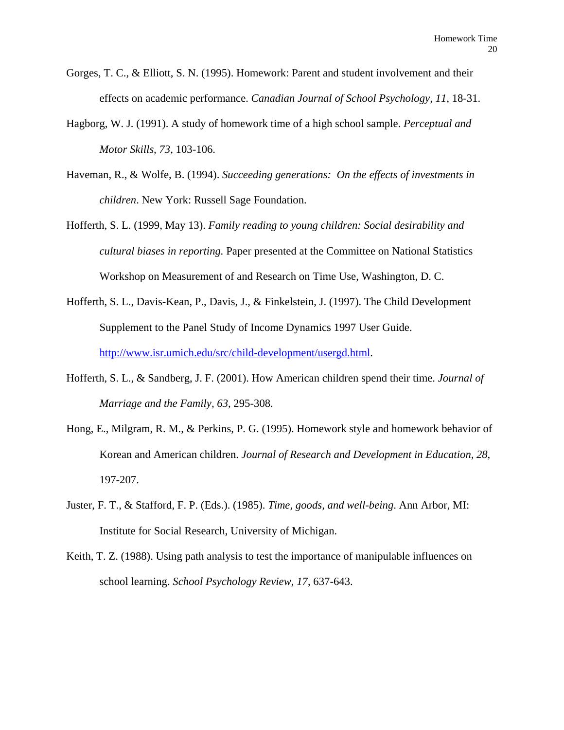Gorges, T. C., & Elliott, S. N. (1995). Homework: Parent and student involvement and their effects on academic performance. *Canadian Journal of School Psychology, 11*, 18-31.

Hagborg, W. J. (1991). A study of homework time of a high school sample. *Perceptual and Motor Skills, 73*, 103-106.

Haveman, R., & Wolfe, B. (1994). *Succeeding generations: On the effects of investments in children*. New York: Russell Sage Foundation.

Hofferth, S. L. (1999, May 13). *Family reading to young children: Social desirability and cultural biases in reporting.* Paper presented at the Committee on National Statistics Workshop on Measurement of and Research on Time Use, Washington, D. C.

Hofferth, S. L., Davis-Kean, P., Davis, J., & Finkelstein, J. (1997). The Child Development Supplement to the Panel Study of Income Dynamics 1997 User Guide. http://www.isr.umich.edu/src/child-development/usergd.html.

Hofferth, S. L., & Sandberg, J. F. (2001). How American children spend their time. *Journal of Marriage and the Family, 63*, 295-308.

Hong, E., Milgram, R. M., & Perkins, P. G. (1995). Homework style and homework behavior of Korean and American children. *Journal of Research and Development in Education, 28*, 197-207.

Juster, F. T., & Stafford, F. P. (Eds.). (1985). *Time, goods, and well-being*. Ann Arbor, MI: Institute for Social Research, University of Michigan.

Keith, T. Z. (1988). Using path analysis to test the importance of manipulable influences on school learning. *School Psychology Review, 17*, 637-643.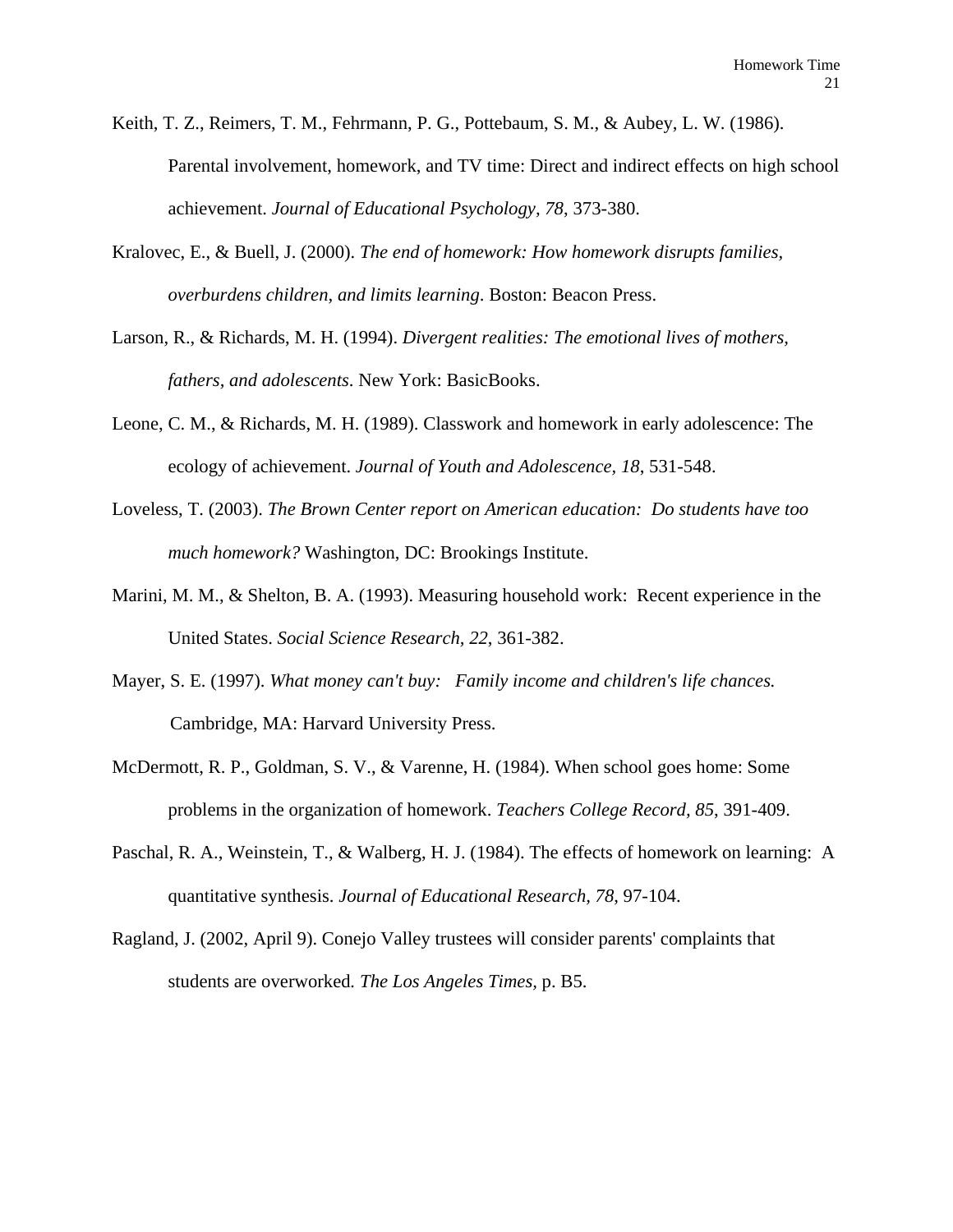Keith, T. Z., Reimers, T. M., Fehrmann, P. G., Pottebaum, S. M., & Aubey, L. W. (1986). Parental involvement, homework, and TV time: Direct and indirect effects on high school achievement. *Journal of Educational Psychology, 78*, 373-380.

Kralovec, E., & Buell, J. (2000). *The end of homework: How homework disrupts families, overburdens children, and limits learning*. Boston: Beacon Press.

Larson, R., & Richards, M. H. (1994). *Divergent realities: The emotional lives of mothers, fathers, and adolescents*. New York: BasicBooks.

Leone, C. M., & Richards, M. H. (1989). Classwork and homework in early adolescence: The ecology of achievement. *Journal of Youth and Adolescence, 18*, 531-548.

Loveless, T. (2003). *The Brown Center report on American education: Do students have too much homework?* Washington, DC: Brookings Institute.

Marini, M. M., & Shelton, B. A. (1993). Measuring household work: Recent experience in the United States. *Social Science Research, 22*, 361-382.

Mayer, S. E. (1997). *What money can't buy: Family income and children's life chances.* Cambridge, MA: Harvard University Press.

McDermott, R. P., Goldman, S. V., & Varenne, H. (1984). When school goes home: Some problems in the organization of homework. *Teachers College Record, 85*, 391-409.

Paschal, R. A., Weinstein, T., & Walberg, H. J. (1984). The effects of homework on learning: A quantitative synthesis. *Journal of Educational Research, 78*, 97-104.

Ragland, J. (2002, April 9). Conejo Valley trustees will consider parents' complaints that students are overworked. *The Los Angeles Times*, p. B5.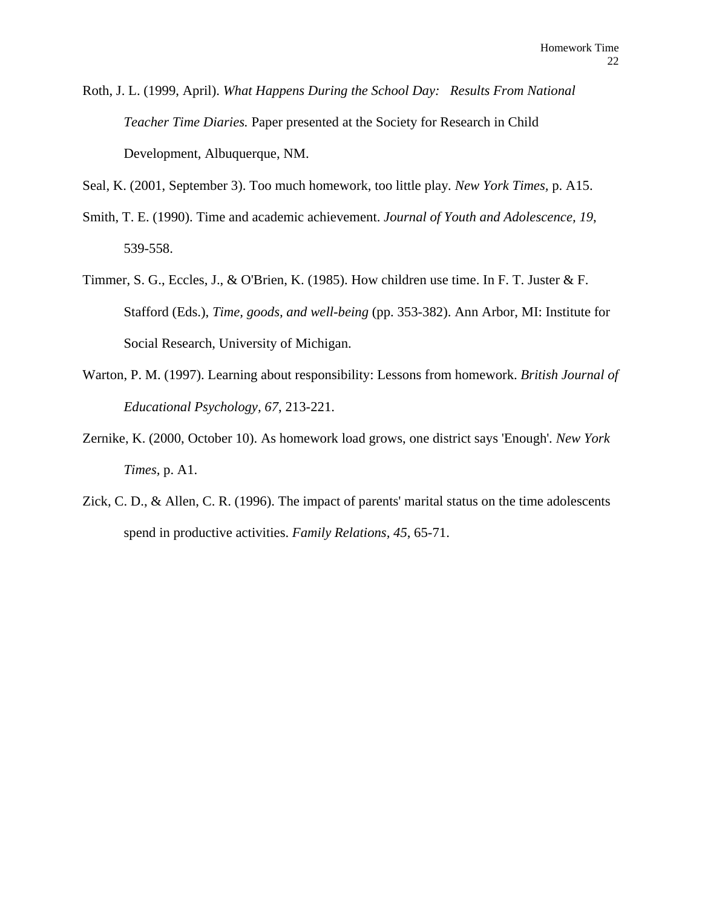Roth, J. L. (1999, April). *What Happens During the School Day: Results From National Teacher Time Diaries.* Paper presented at the Society for Research in Child Development, Albuquerque, NM.

Seal, K. (2001, September 3). Too much homework, too little play. *New York Times,* p. A15.

Smith, T. E. (1990). Time and academic achievement. *Journal of Youth and Adolescence, 19*, 539-558.

Timmer, S. G., Eccles, J., & O'Brien, K. (1985). How children use time. In F. T. Juster & F. Stafford (Eds.), *Time, goods, and well-being* (pp. 353-382). Ann Arbor, MI: Institute for Social Research, University of Michigan.

Warton, P. M. (1997). Learning about responsibility: Lessons from homework. *British Journal of Educational Psychology, 67*, 213-221.

Zernike, K. (2000, October 10). As homework load grows, one district says 'Enough'. *New York Times,* p. A1.

Zick, C. D., & Allen, C. R. (1996). The impact of parents' marital status on the time adolescents spend in productive activities. *Family Relations, 45*, 65-71.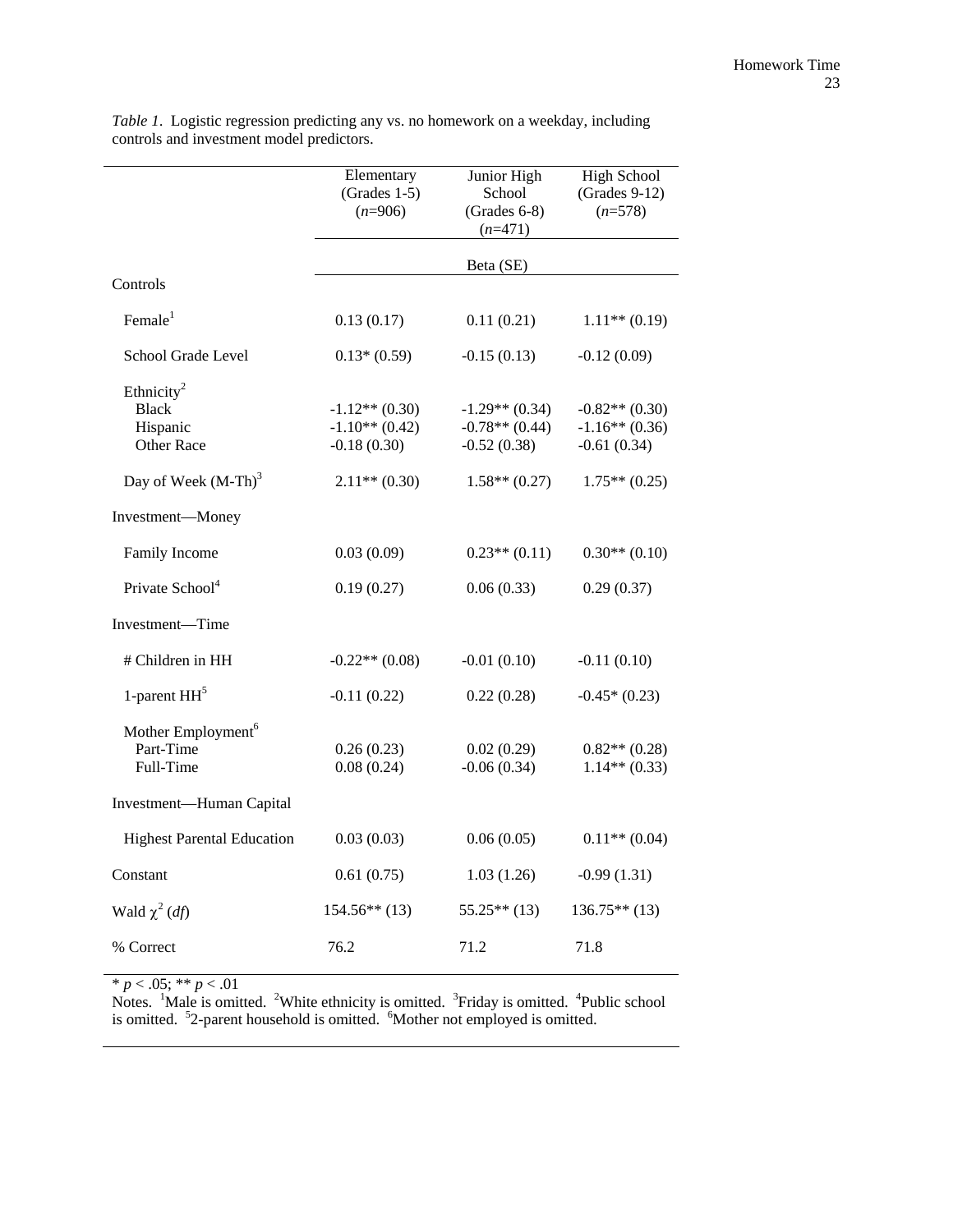*Table 1*. Logistic regression predicting any vs. no homework on a weekday, including controls and investment model predictors.

| | Elementary (Grades 1-5) (*n*=906) | Junior High School (Grades 6-8) (*n*=471) | High School (Grades 9-12) (*n*=578) |
|---|---|---|---|
| | | Beta (SE) | |
| Controls | | | |
| Female[1] | 0.13 (0.17) | 0.11 (0.21) | 1.11** (0.19) |
| School Grade Level | 0.13* (0.59) | -0.15 (0.13) | -0.12 (0.09) |
| Ethnicity[2] | | | |
| Black | -1.12** (0.30) | -1.29** (0.34) | -0.82** (0.30) |
| Hispanic | -1.10** (0.42) | -0.78** (0.44) | -1.16** (0.36) |
| Other Race | -0.18 (0.30) | -0.52 (0.38) | -0.61 (0.34) |
| Day of Week (M-Th)[3] | 2.11** (0.30) | 1.58** (0.27) | 1.75** (0.25) |
| Investment—Money | | | |
| Family Income | 0.03 (0.09) | 0.23** (0.11) | 0.30** (0.10) |
| Private School[4] | 0.19 (0.27) | 0.06 (0.33) | 0.29 (0.37) |
| Investment—Time | | | |
| # Children in HH | -0.22** (0.08) | -0.01 (0.10) | -0.11 (0.10) |
| 1-parent HH[5] | -0.11 (0.22) | 0.22 (0.28) | -0.45* (0.23) |
| Mother Employment[6] | | | |
| Part-Time | 0.26 (0.23) | 0.02 (0.29) | 0.82** (0.28) |
| Full-Time | 0.08 (0.24) | -0.06 (0.34) | 1.14** (0.33) |
| Investment—Human Capital | | | |
| Highest Parental Education | 0.03 (0.03) | 0.06 (0.05) | 0.11** (0.04) |
| Constant | 0.61 (0.75) | 1.03 (1.26) | -0.99 (1.31) |
| Wald $\chi^2$ (*df*) | 154.56** (13) | 55.25** (13) | 136.75** (13) |
| % Correct | 76.2 | 71.2 | 71.8 |

* $p < .05$; ** $p < .01$

Notes. [1]Male is omitted. [2]White ethnicity is omitted. [3]Friday is omitted. [4]Public school is omitted. [5]2-parent household is omitted. [6]Mother not employed is omitted.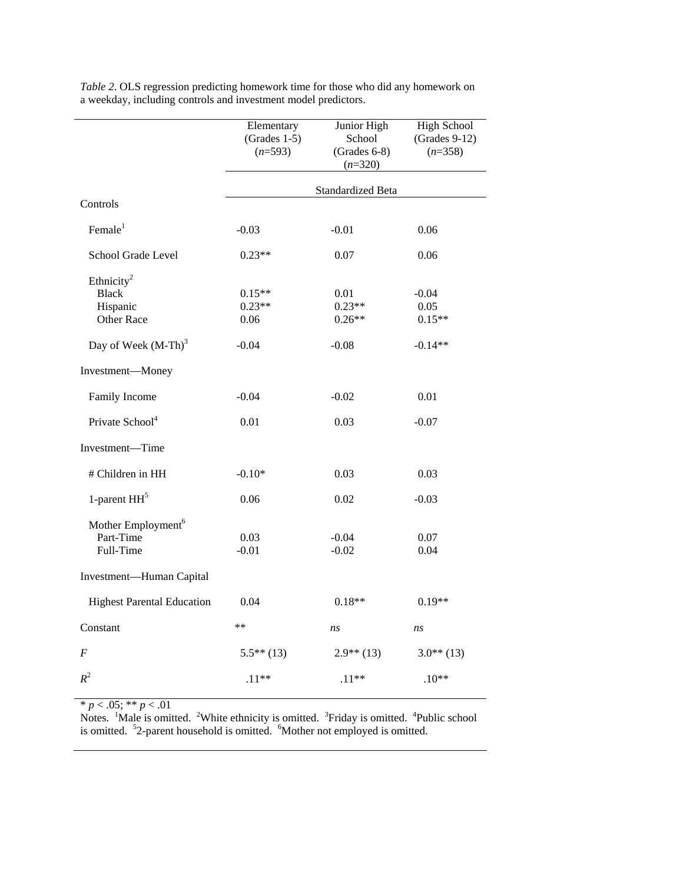*Table 2*. OLS regression predicting homework time for those who did any homework on a weekday, including controls and investment model predictors.

| | Elementary (Grades 1-5) (*n*=593) | Junior High School (Grades 6-8) (*n*=320) | High School (Grades 9-12) (*n*=358) |
|---|---|---|---|
| | Standardized Beta | | |
| Controls | | | |
| Female[1] | -0.03 | -0.01 | 0.06 |
| School Grade Level | 0.23** | 0.07 | 0.06 |
| Ethnicity[2] | | | |
| Black | 0.15** | 0.01 | -0.04 |
| Hispanic | 0.23** | 0.23** | 0.05 |
| Other Race | 0.06 | 0.26** | 0.15** |
| Day of Week (M-Th)[3] | -0.04 | -0.08 | -0.14** |
| Investment—Money | | | |
| Family Income | -0.04 | -0.02 | 0.01 |
| Private School[4] | 0.01 | 0.03 | -0.07 |
| Investment—Time | | | |
| # Children in HH | -0.10* | 0.03 | 0.03 |
| 1-parent HH[5] | 0.06 | 0.02 | -0.03 |
| Mother Employment[6] | | | |
| Part-Time | 0.03 | -0.04 | 0.07 |
| Full-Time | -0.01 | -0.02 | 0.04 |
| Investment—Human Capital | | | |
| Highest Parental Education | 0.04 | 0.18** | 0.19** |
| Constant | ** | *ns* | *ns* |
| $F$ | 5.5** (13) | 2.9** (13) | 3.0** (13) |
| $R^2$ | .11** | .11** | .10** |

\* $p < .05$; ** $p < .01$

Notes. [1]Male is omitted. [2]White ethnicity is omitted. [3]Friday is omitted. [4]Public school is omitted. [5]2-parent household is omitted. [6]Mother not employed is omitted.